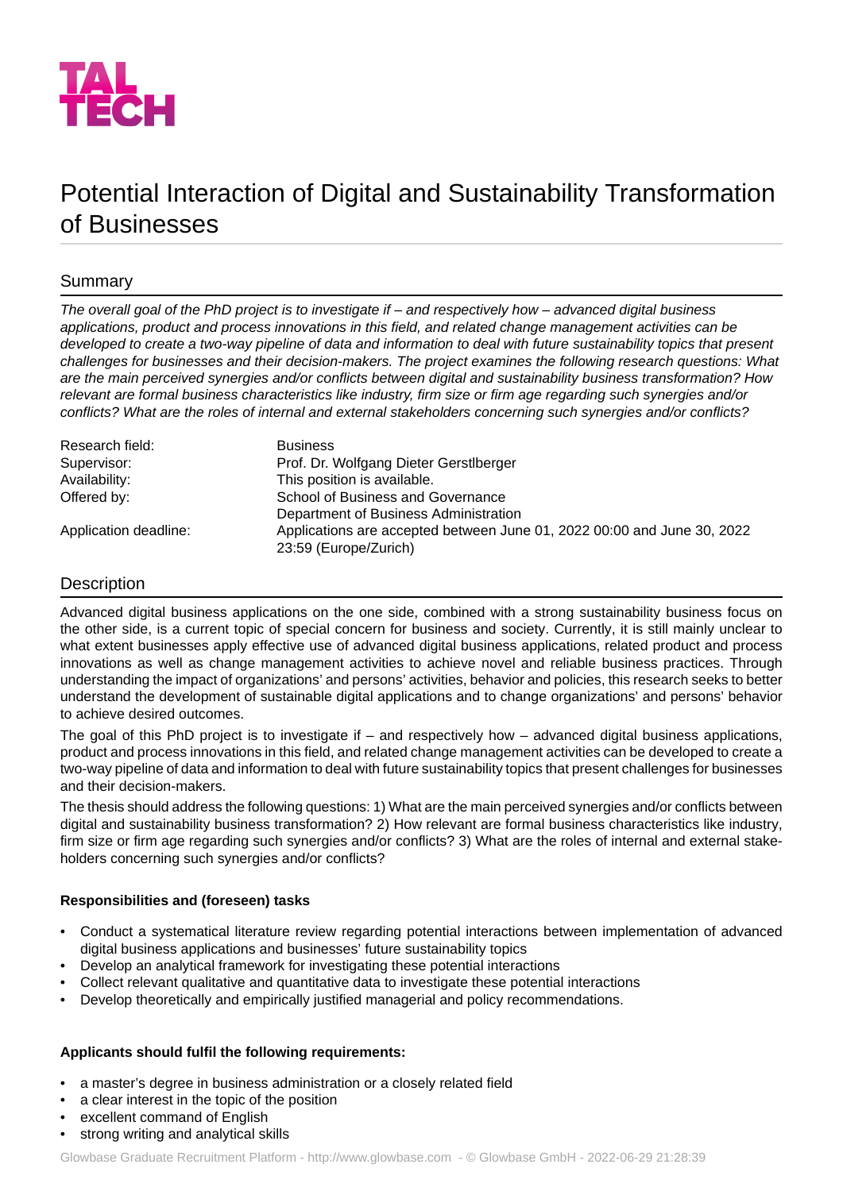TAL TECH

# Potential Interaction of Digital and Sustainability Transformation of Businesses

## Summary

*The overall goal of the PhD project is to investigate if – and respectively how – advanced digital business applications, product and process innovations in this field, and related change management activities can be developed to create a two-way pipeline of data and information to deal with future sustainability topics that present challenges for businesses and their decision-makers. The project examines the following research questions: What are the main perceived synergies and/or conflicts between digital and sustainability business transformation? How relevant are formal business characteristics like industry, firm size or firm age regarding such synergies and/or conflicts? What are the roles of internal and external stakeholders concerning such synergies and/or conflicts?*

| | |
|---|---|
| Research field: | Business |
| Supervisor: | Prof. Dr. Wolfgang Dieter Gerstlberger |
| Availability: | This position is available. |
| Offered by: | School of Business and Governance<br>Department of Business Administration |
| Application deadline: | Applications are accepted between June 01, 2022 00:00 and June 30, 2022 23:59 (Europe/Zurich) |

## Description

Advanced digital business applications on the one side, combined with a strong sustainability business focus on the other side, is a current topic of special concern for business and society. Currently, it is still mainly unclear to what extent businesses apply effective use of advanced digital business applications, related product and process innovations as well as change management activities to achieve novel and reliable business practices. Through understanding the impact of organizations' and persons' activities, behavior and policies, this research seeks to better understand the development of sustainable digital applications and to change organizations' and persons' behavior to achieve desired outcomes.

The goal of this PhD project is to investigate if – and respectively how – advanced digital business applications, product and process innovations in this field, and related change management activities can be developed to create a two-way pipeline of data and information to deal with future sustainability topics that present challenges for businesses and their decision-makers.

The thesis should address the following questions: 1) What are the main perceived synergies and/or conflicts between digital and sustainability business transformation? 2) How relevant are formal business characteristics like industry, firm size or firm age regarding such synergies and/or conflicts? 3) What are the roles of internal and external stakeholders concerning such synergies and/or conflicts?

**Responsibilities and (foreseen) tasks**

- Conduct a systematical literature review regarding potential interactions between implementation of advanced digital business applications and businesses' future sustainability topics
- Develop an analytical framework for investigating these potential interactions
- Collect relevant qualitative and quantitative data to investigate these potential interactions
- Develop theoretically and empirically justified managerial and policy recommendations.

**Applicants should fulfil the following requirements:**

- a master's degree in business administration or a closely related field
- a clear interest in the topic of the position
- excellent command of English
- strong writing and analytical skills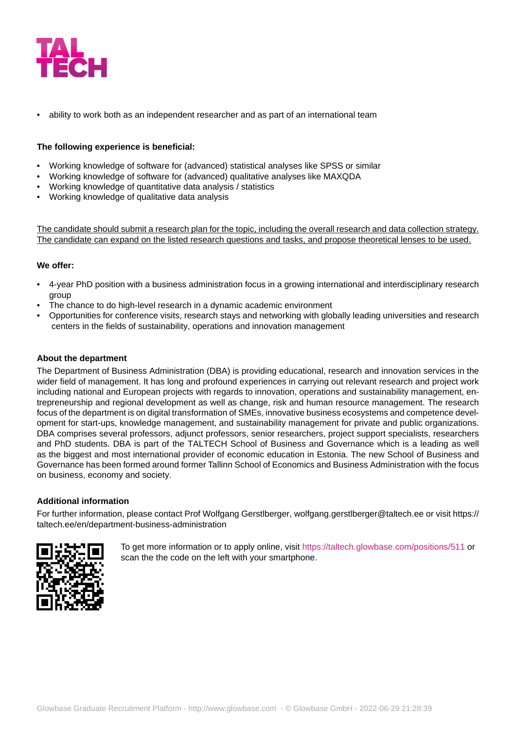- ability to work both as an independent researcher and as part of an international team

**The following experience is beneficial:**

- Working knowledge of software for (advanced) statistical analyses like SPSS or similar
- Working knowledge of software for (advanced) qualitative analyses like MAXQDA
- Working knowledge of quantitative data analysis / statistics
- Working knowledge of qualitative data analysis

<u>The candidate should submit a research plan for the topic, including the overall research and data collection strategy. The candidate can expand on the listed research questions and tasks, and propose theoretical lenses to be used.</u>

**We offer:**

- 4-year PhD position with a business administration focus in a growing international and interdisciplinary research group
- The chance to do high-level research in a dynamic academic environment
- Opportunities for conference visits, research stays and networking with globally leading universities and research centers in the fields of sustainability, operations and innovation management

**About the department**

The Department of Business Administration (DBA) is providing educational, research and innovation services in the wider field of management. It has long and profound experiences in carrying out relevant research and project work including national and European projects with regards to innovation, operations and sustainability management, entrepreneurship and regional development as well as change, risk and human resource management. The research focus of the department is on digital transformation of SMEs, innovative business ecosystems and competence development for start-ups, knowledge management, and sustainability management for private and public organizations. DBA comprises several professors, adjunct professors, senior researchers, project support specialists, researchers and PhD students. DBA is part of the TALTECH School of Business and Governance which is a leading as well as the biggest and most international provider of economic education in Estonia. The new School of Business and Governance has been formed around former Tallinn School of Economics and Business Administration with the focus on business, economy and society.

**Additional information**

For further information, please contact Prof Wolfgang Gerstlberger, wolfgang.gerstlberger@taltech.ee or visit https://taltech.ee/en/department-business-administration

To get more information or to apply online, visit https://taltech.glowbase.com/positions/511 or scan the the code on the left with your smartphone.